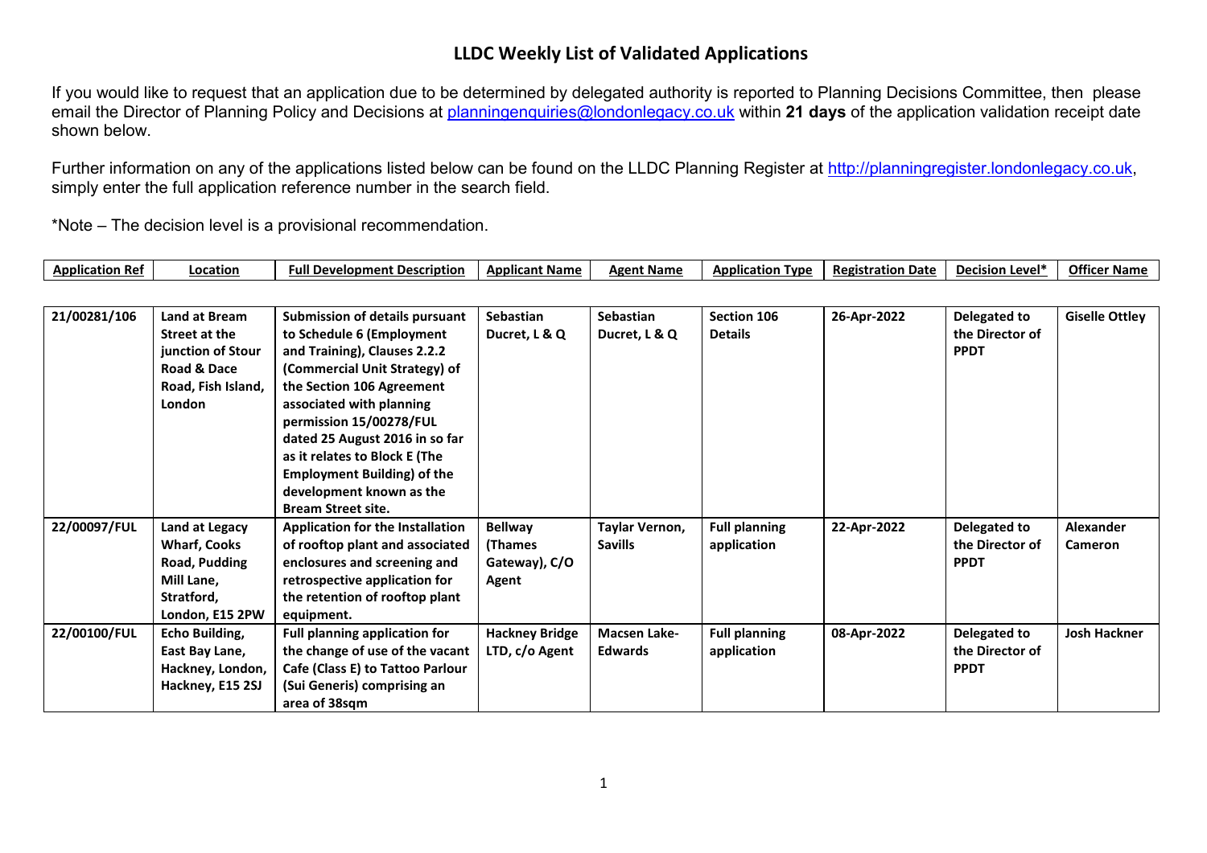# LLDC Weekly List of Validated Applications

If you would like to request that an application due to be determined by delegated authority is reported to Planning Decisions Committee, then please email the Director of Planning Policy and Decisions at planningenquiries@londonlegacy.co.uk within **21 days** of the application validation receipt date shown below.

Further information on any of the applications listed below can be found on the LLDC Planning Register at http://planningregister.londonlegacy.co.uk, simply enter the full application reference number in the search field.

*Note – The decision level is a provisional recommendation.

| Application Ref | Location | Full Development Description | Applicant Name | Agent Name | Application Type | Registration Date | Decision Level* | Officer Name |
|---|---|---|---|---|---|---|---|---|
| **21/00281/106** | **Land at Bream Street at the junction of Stour Road & Dace Road, Fish Island, London** | **Submission of details pursuant to Schedule 6 (Employment and Training), Clauses 2.2.2 (Commercial Unit Strategy) of the Section 106 Agreement associated with planning permission 15/00278/FUL dated 25 August 2016 in so far as it relates to Block E (The Employment Building) of the development known as the Bream Street site.** | **Sebastian Ducret, L & Q** | **Sebastian Ducret, L & Q** | **Section 106 Details** | **26-Apr-2022** | **Delegated to the Director of PPDT** | **Giselle Ottley** |
| **22/00097/FUL** | **Land at Legacy Wharf, Cooks Road, Pudding Mill Lane, Stratford, London, E15 2PW** | **Application for the Installation of rooftop plant and associated enclosures and screening and retrospective application for the retention of rooftop plant equipment.** | **Bellway (Thames Gateway), C/O Agent** | **Taylar Vernon, Savills** | **Full planning application** | **22-Apr-2022** | **Delegated to the Director of PPDT** | **Alexander Cameron** |
| **22/00100/FUL** | **Echo Building, East Bay Lane, Hackney, London, Hackney, E15 2SJ** | **Full planning application for the change of use of the vacant Cafe (Class E) to Tattoo Parlour (Sui Generis) comprising an area of 38sqm** | **Hackney Bridge LTD, c/o Agent** | **Macsen Lake-Edwards** | **Full planning application** | **08-Apr-2022** | **Delegated to the Director of PPDT** | **Josh Hackner** |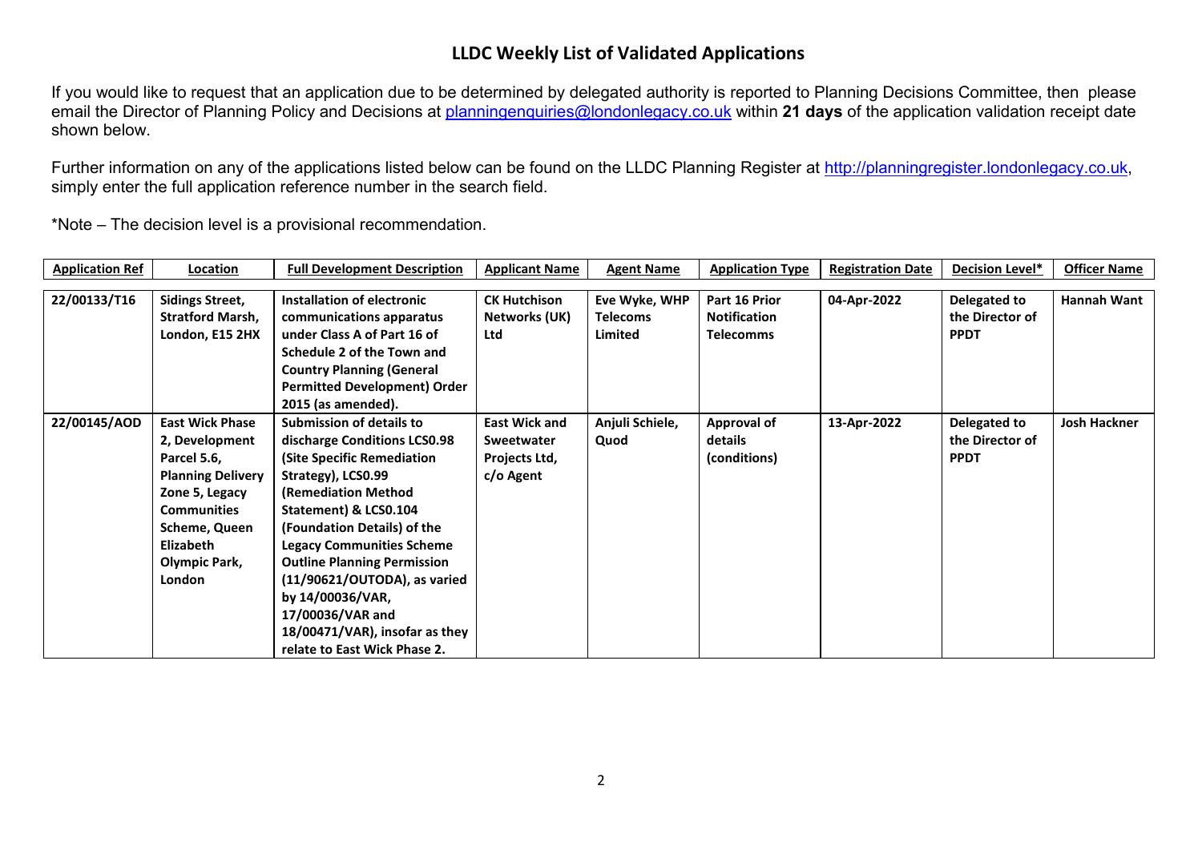# LLDC Weekly List of Validated Applications

If you would like to request that an application due to be determined by delegated authority is reported to Planning Decisions Committee, then please email the Director of Planning Policy and Decisions at [planningenquiries@londonlegacy.co.uk](mailto:planningenquiries@londonlegacy.co.uk) within **21 days** of the application validation receipt date shown below.

Further information on any of the applications listed below can be found on the LLDC Planning Register at [http://planningregister.londonlegacy.co.uk](http://planningregister.londonlegacy.co.uk), simply enter the full application reference number in the search field.

*Note – The decision level is a provisional recommendation.

| Application Ref | Location | Full Development Description | Applicant Name | Agent Name | Application Type | Registration Date | Decision Level* | Officer Name |
|---|---|---|---|---|---|---|---|---|
| **22/00133/T16** | **Sidings Street, Stratford Marsh, London, E15 2HX** | **Installation of electronic communications apparatus under Class A of Part 16 of Schedule 2 of the Town and Country Planning (General Permitted Development) Order 2015 (as amended).** | **CK Hutchison Networks (UK) Ltd** | **Eve Wyke, WHP Telecoms Limited** | **Part 16 Prior Notification Telecomms** | **04-Apr-2022** | **Delegated to the Director of PPDT** | **Hannah Want** |
| **22/00145/AOD** | **East Wick Phase 2, Development Parcel 5.6, Planning Delivery Zone 5, Legacy Communities Scheme, Queen Elizabeth Olympic Park, London** | **Submission of details to discharge Conditions LCS0.98 (Site Specific Remediation Strategy), LCS0.99 (Remediation Method Statement) & LCS0.104 (Foundation Details) of the Legacy Communities Scheme Outline Planning Permission (11/90621/OUTODA), as varied by 14/00036/VAR, 17/00036/VAR and 18/00471/VAR), insofar as they relate to East Wick Phase 2.** | **East Wick and Sweetwater Projects Ltd, c/o Agent** | **Anjuli Schiele, Quod** | **Approval of details (conditions)** | **13-Apr-2022** | **Delegated to the Director of PPDT** | **Josh Hackner** |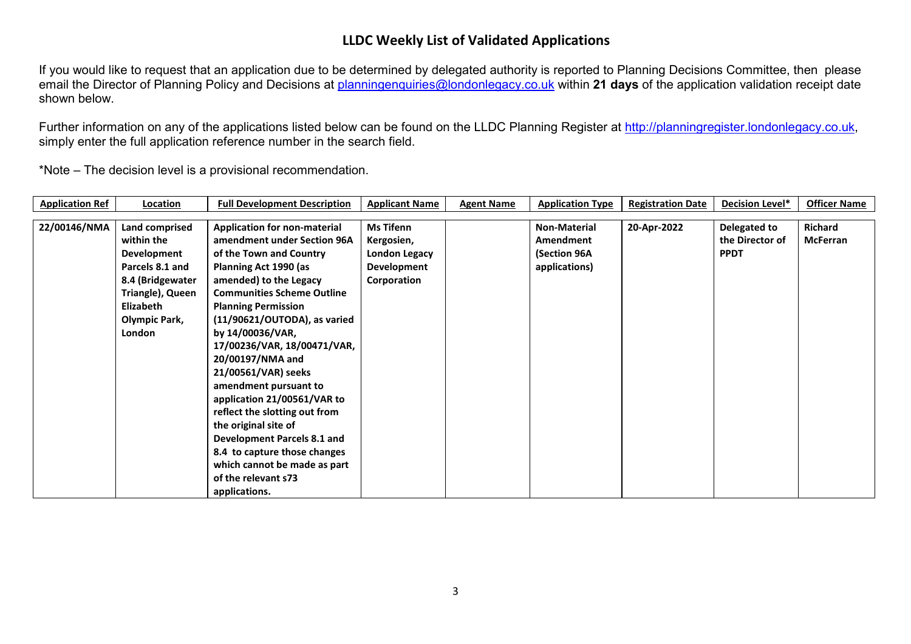# LLDC Weekly List of Validated Applications

If you would like to request that an application due to be determined by delegated authority is reported to Planning Decisions Committee, then please email the Director of Planning Policy and Decisions at planningenquiries@londonlegacy.co.uk within **21 days** of the application validation receipt date shown below.

Further information on any of the applications listed below can be found on the LLDC Planning Register at http://planningregister.londonlegacy.co.uk, simply enter the full application reference number in the search field.

*Note – The decision level is a provisional recommendation.

| Application Ref | Location | Full Development Description | Applicant Name | Agent Name | Application Type | Registration Date | Decision Level* | Officer Name |
|---|---|---|---|---|---|---|---|---|
| 22/00146/NMA | Land comprised within the Development Parcels 8.1 and 8.4 (Bridgewater Triangle), Queen Elizabeth Olympic Park, London | Application for non-material amendment under Section 96A of the Town and Country Planning Act 1990 (as amended) to the Legacy Communities Scheme Outline Planning Permission (11/90621/OUTODA), as varied by 14/00036/VAR, 17/00236/VAR, 18/00471/VAR, 20/00197/NMA and 21/00561/VAR) seeks amendment pursuant to application 21/00561/VAR to reflect the slotting out from the original site of Development Parcels 8.1 and 8.4 to capture those changes which cannot be made as part of the relevant s73 applications. | Ms Tifenn Kergosien, London Legacy Development Corporation | | Non-Material Amendment (Section 96A applications) | 20-Apr-2022 | Delegated to the Director of PPDT | Richard McFerran |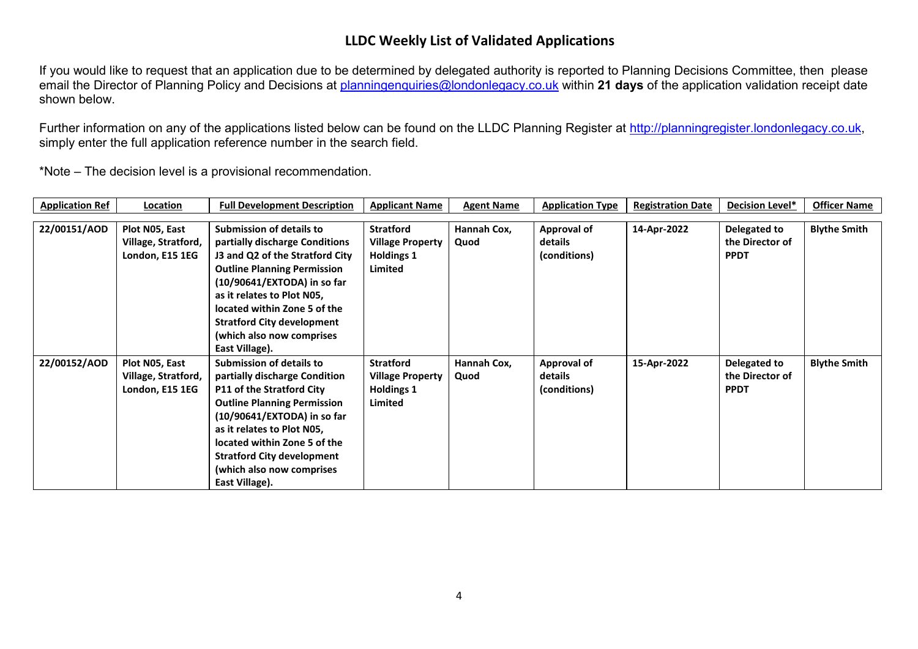## LLDC Weekly List of Validated Applications

If you would like to request that an application due to be determined by delegated authority is reported to Planning Decisions Committee, then please email the Director of Planning Policy and Decisions at planningenquiries@londonlegacy.co.uk within **21 days** of the application validation receipt date shown below.

Further information on any of the applications listed below can be found on the LLDC Planning Register at http://planningregister.londonlegacy.co.uk, simply enter the full application reference number in the search field.

*Note – The decision level is a provisional recommendation.

| Application Ref | Location | Full Development Description | Applicant Name | Agent Name | Application Type | Registration Date | Decision Level* | Officer Name |
|---|---|---|---|---|---|---|---|---|
| **22/00151/AOD** | **Plot N05, East Village, Stratford, London, E15 1EG** | **Submission of details to partially discharge Conditions J3 and Q2 of the Stratford City Outline Planning Permission (10/90641/EXTODA) in so far as it relates to Plot N05, located within Zone 5 of the Stratford City development (which also now comprises East Village).** | **Stratford Village Property Holdings 1 Limited** | **Hannah Cox, Quod** | **Approval of details (conditions)** | **14-Apr-2022** | **Delegated to the Director of PPDT** | **Blythe Smith** |
| **22/00152/AOD** | **Plot N05, East Village, Stratford, London, E15 1EG** | **Submission of details to partially discharge Condition P11 of the Stratford City Outline Planning Permission (10/90641/EXTODA) in so far as it relates to Plot N05, located within Zone 5 of the Stratford City development (which also now comprises East Village).** | **Stratford Village Property Holdings 1 Limited** | **Hannah Cox, Quod** | **Approval of details (conditions)** | **15-Apr-2022** | **Delegated to the Director of PPDT** | **Blythe Smith** |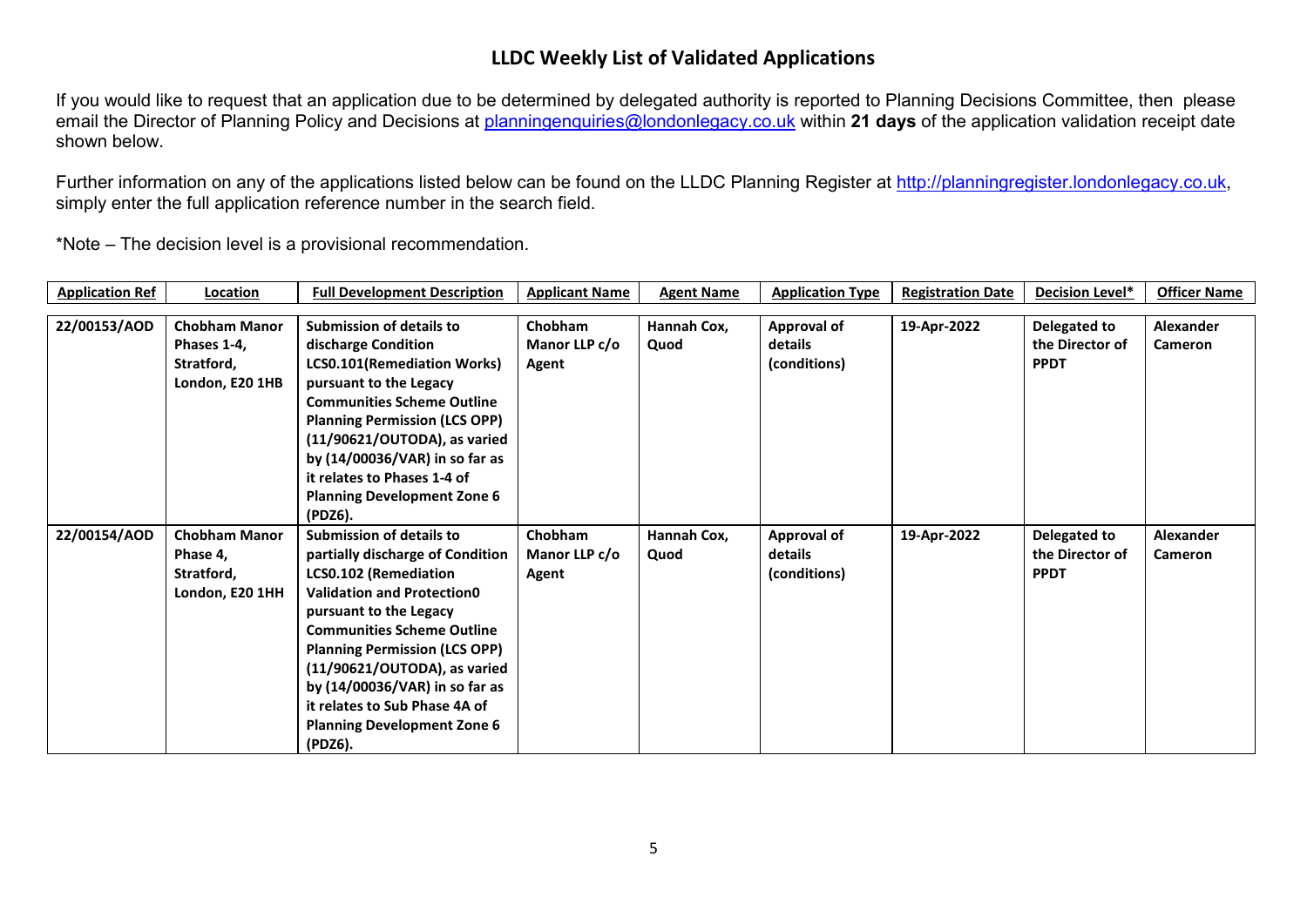# LLDC Weekly List of Validated Applications

If you would like to request that an application due to be determined by delegated authority is reported to Planning Decisions Committee, then please email the Director of Planning Policy and Decisions at planningenquiries@londonlegacy.co.uk within **21 days** of the application validation receipt date shown below.

Further information on any of the applications listed below can be found on the LLDC Planning Register at http://planningregister.londonlegacy.co.uk, simply enter the full application reference number in the search field.

*Note – The decision level is a provisional recommendation.

| Application Ref | Location | Full Development Description | Applicant Name | Agent Name | Application Type | Registration Date | Decision Level* | Officer Name |
|---|---|---|---|---|---|---|---|---|
| **22/00153/AOD** | **Chobham Manor Phases 1-4, Stratford, London, E20 1HB** | **Submission of details to discharge Condition LCS0.101(Remediation Works) pursuant to the Legacy Communities Scheme Outline Planning Permission (LCS OPP) (11/90621/OUTODA), as varied by (14/00036/VAR) in so far as it relates to Phases 1-4 of Planning Development Zone 6 (PDZ6).** | **Chobham Manor LLP c/o Agent** | **Hannah Cox, Quod** | **Approval of details (conditions)** | **19-Apr-2022** | **Delegated to the Director of PPDT** | **Alexander Cameron** |
| **22/00154/AOD** | **Chobham Manor Phase 4, Stratford, London, E20 1HH** | **Submission of details to partially discharge of Condition LCS0.102 (Remediation Validation and Protection0 pursuant to the Legacy Communities Scheme Outline Planning Permission (LCS OPP) (11/90621/OUTODA), as varied by (14/00036/VAR) in so far as it relates to Sub Phase 4A of Planning Development Zone 6 (PDZ6).** | **Chobham Manor LLP c/o Agent** | **Hannah Cox, Quod** | **Approval of details (conditions)** | **19-Apr-2022** | **Delegated to the Director of PPDT** | **Alexander Cameron** |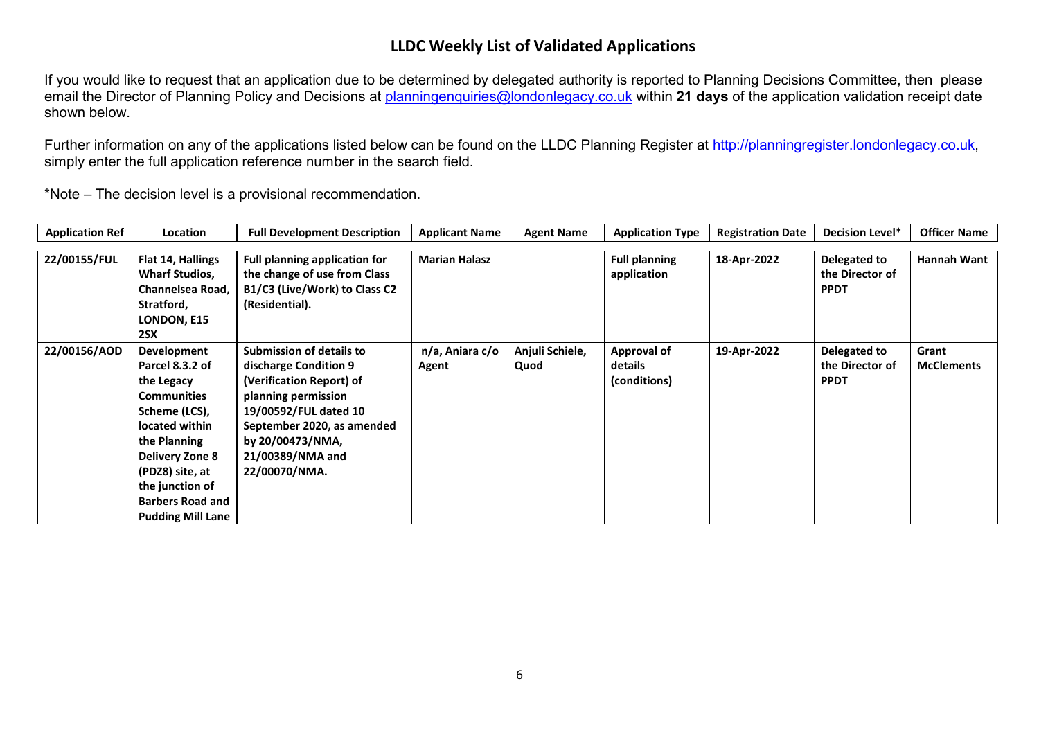## LLDC Weekly List of Validated Applications

If you would like to request that an application due to be determined by delegated authority is reported to Planning Decisions Committee, then please email the Director of Planning Policy and Decisions at planningenquiries@londonlegacy.co.uk within **21 days** of the application validation receipt date shown below.

Further information on any of the applications listed below can be found on the LLDC Planning Register at http://planningregister.londonlegacy.co.uk, simply enter the full application reference number in the search field.

*Note – The decision level is a provisional recommendation.

| Application Ref | Location | Full Development Description | Applicant Name | Agent Name | Application Type | Registration Date | Decision Level* | Officer Name |
|---|---|---|---|---|---|---|---|---|
| **22/00155/FUL** | **Flat 14, Hallings Wharf Studios, Channelsea Road, Stratford, LONDON, E15 2SX** | **Full planning application for the change of use from Class B1/C3 (Live/Work) to Class C2 (Residential).** | **Marian Halasz** | | **Full planning application** | **18-Apr-2022** | **Delegated to the Director of PPDT** | **Hannah Want** |
| **22/00156/AOD** | **Development Parcel 8.3.2 of the Legacy Communities Scheme (LCS), located within the Planning Delivery Zone 8 (PDZ8) site, at the junction of Barbers Road and Pudding Mill Lane** | **Submission of details to discharge Condition 9 (Verification Report) of planning permission 19/00592/FUL dated 10 September 2020, as amended by 20/00473/NMA, 21/00389/NMA and 22/00070/NMA.** | **n/a, Aniara c/o Agent** | **Anjuli Schiele, Quod** | **Approval of details (conditions)** | **19-Apr-2022** | **Delegated to the Director of PPDT** | **Grant McClements** |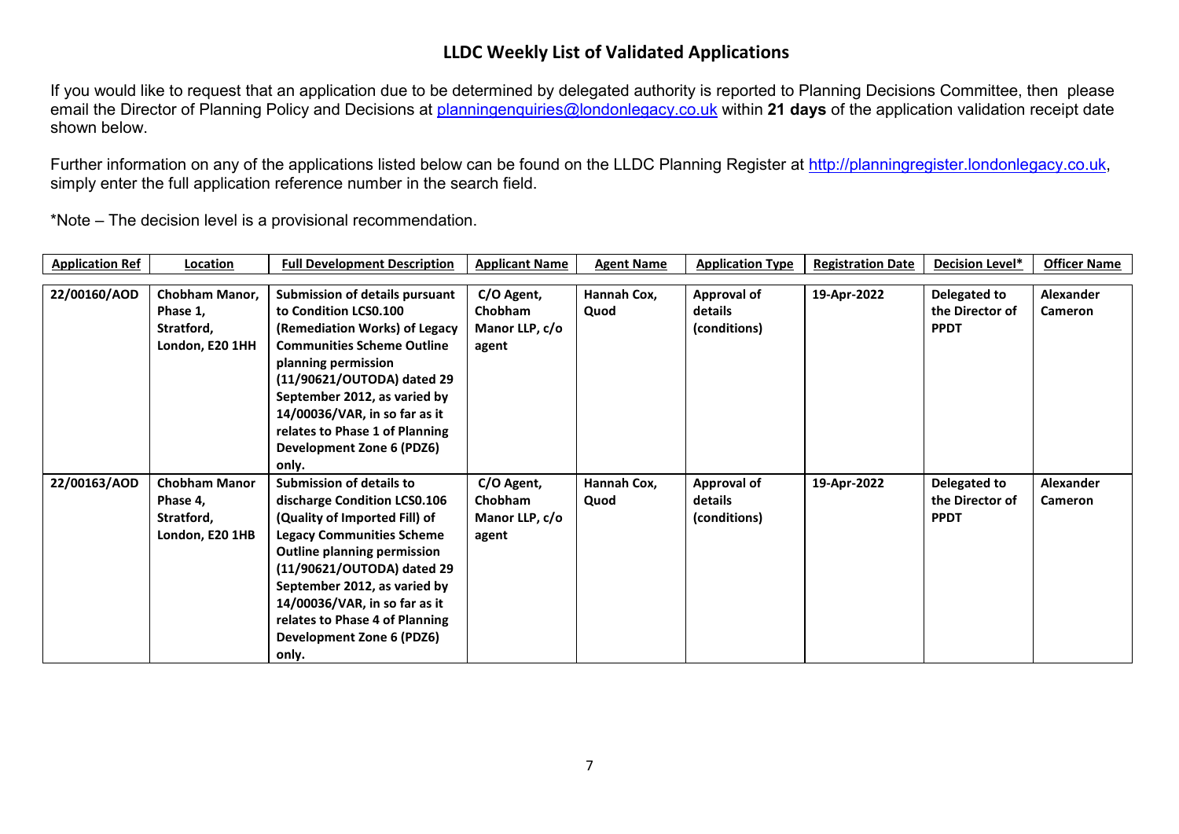## LLDC Weekly List of Validated Applications

If you would like to request that an application due to be determined by delegated authority is reported to Planning Decisions Committee, then please email the Director of Planning Policy and Decisions at planningenquiries@londonlegacy.co.uk within **21 days** of the application validation receipt date shown below.

Further information on any of the applications listed below can be found on the LLDC Planning Register at http://planningregister.londonlegacy.co.uk, simply enter the full application reference number in the search field.

*Note – The decision level is a provisional recommendation.

| Application Ref | Location | Full Development Description | Applicant Name | Agent Name | Application Type | Registration Date | Decision Level* | Officer Name |
|---|---|---|---|---|---|---|---|---|
| 22/00160/AOD | Chobham Manor, Phase 1, Stratford, London, E20 1HH | Submission of details pursuant to Condition LCS0.100 (Remediation Works) of Legacy Communities Scheme Outline planning permission (11/90621/OUTODA) dated 29 September 2012, as varied by 14/00036/VAR, in so far as it relates to Phase 1 of Planning Development Zone 6 (PDZ6) only. | C/O Agent, Chobham Manor LLP, c/o agent | Hannah Cox, Quod | Approval of details (conditions) | 19-Apr-2022 | Delegated to the Director of PPDT | Alexander Cameron |
| 22/00163/AOD | Chobham Manor Phase 4, Stratford, London, E20 1HB | Submission of details to discharge Condition LCS0.106 (Quality of Imported Fill) of Legacy Communities Scheme Outline planning permission (11/90621/OUTODA) dated 29 September 2012, as varied by 14/00036/VAR, in so far as it relates to Phase 4 of Planning Development Zone 6 (PDZ6) only. | C/O Agent, Chobham Manor LLP, c/o agent | Hannah Cox, Quod | Approval of details (conditions) | 19-Apr-2022 | Delegated to the Director of PPDT | Alexander Cameron |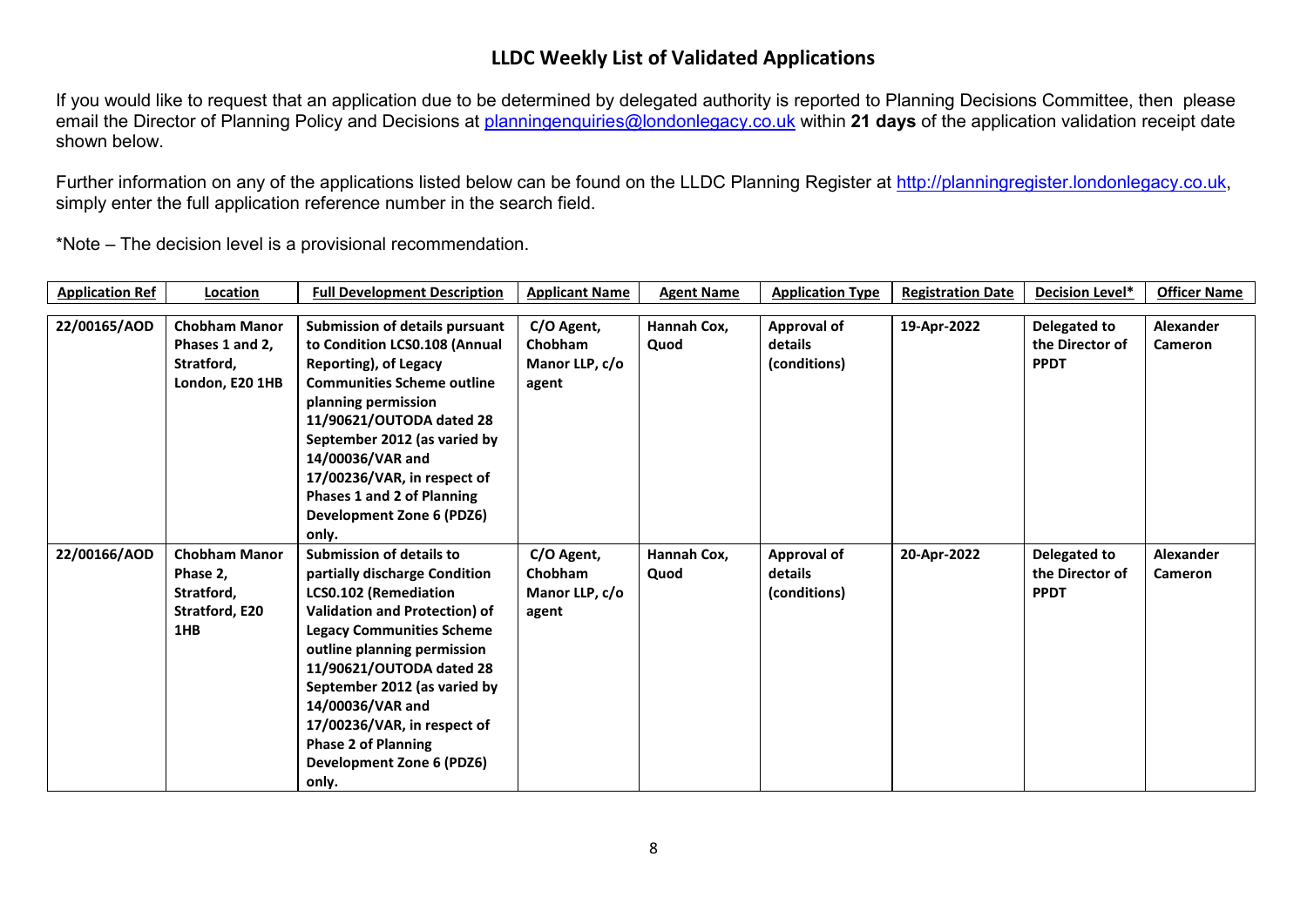# LLDC Weekly List of Validated Applications

If you would like to request that an application due to be determined by delegated authority is reported to Planning Decisions Committee, then please email the Director of Planning Policy and Decisions at planningenquiries@londonlegacy.co.uk within **21 days** of the application validation receipt date shown below.

Further information on any of the applications listed below can be found on the LLDC Planning Register at http://planningregister.londonlegacy.co.uk, simply enter the full application reference number in the search field.

*Note – The decision level is a provisional recommendation.

| Application Ref | Location | Full Development Description | Applicant Name | Agent Name | Application Type | Registration Date | Decision Level* | Officer Name |
|---|---|---|---|---|---|---|---|---|
| **22/00165/AOD** | **Chobham Manor Phases 1 and 2, Stratford, London, E20 1HB** | **Submission of details pursuant to Condition LCS0.108 (Annual Reporting), of Legacy Communities Scheme outline planning permission 11/90621/OUTODA dated 28 September 2012 (as varied by 14/00036/VAR and 17/00236/VAR, in respect of Phases 1 and 2 of Planning Development Zone 6 (PDZ6) only.** | **C/O Agent, Chobham Manor LLP, c/o agent** | **Hannah Cox, Quod** | **Approval of details (conditions)** | **19-Apr-2022** | **Delegated to the Director of PPDT** | **Alexander Cameron** |
| **22/00166/AOD** | **Chobham Manor Phase 2, Stratford, Stratford, E20 1HB** | **Submission of details to partially discharge Condition LCS0.102 (Remediation Validation and Protection) of Legacy Communities Scheme outline planning permission 11/90621/OUTODA dated 28 September 2012 (as varied by 14/00036/VAR and 17/00236/VAR, in respect of Phase 2 of Planning Development Zone 6 (PDZ6) only.** | **C/O Agent, Chobham Manor LLP, c/o agent** | **Hannah Cox, Quod** | **Approval of details (conditions)** | **20-Apr-2022** | **Delegated to the Director of PPDT** | **Alexander Cameron** |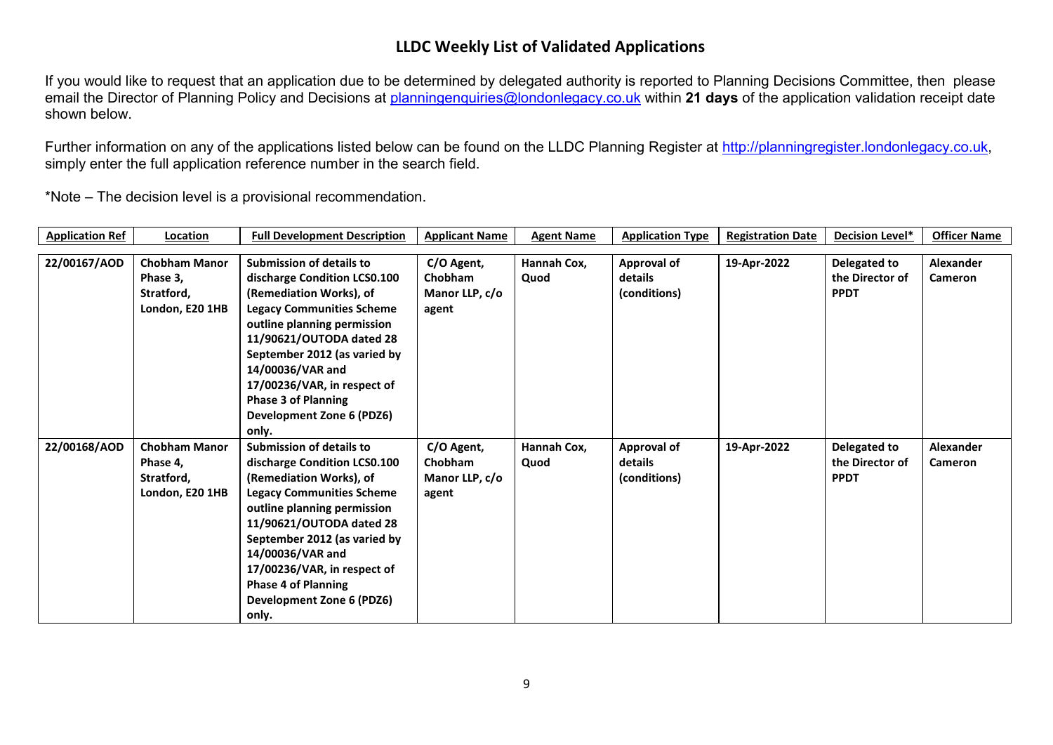# LLDC Weekly List of Validated Applications

If you would like to request that an application due to be determined by delegated authority is reported to Planning Decisions Committee, then please email the Director of Planning Policy and Decisions at planningenquiries@londonlegacy.co.uk within **21 days** of the application validation receipt date shown below.

Further information on any of the applications listed below can be found on the LLDC Planning Register at http://planningregister.londonlegacy.co.uk, simply enter the full application reference number in the search field.

*Note – The decision level is a provisional recommendation.

| Application Ref | Location | Full Development Description | Applicant Name | Agent Name | Application Type | Registration Date | Decision Level* | Officer Name |
|---|---|---|---|---|---|---|---|---|
| **22/00167/AOD** | **Chobham Manor Phase 3, Stratford, London, E20 1HB** | **Submission of details to discharge Condition LCS0.100 (Remediation Works), of Legacy Communities Scheme outline planning permission 11/90621/OUTODA dated 28 September 2012 (as varied by 14/00036/VAR and 17/00236/VAR, in respect of Phase 3 of Planning Development Zone 6 (PDZ6) only.** | **C/O Agent, Chobham Manor LLP, c/o agent** | **Hannah Cox, Quod** | **Approval of details (conditions)** | **19-Apr-2022** | **Delegated to the Director of PPDT** | **Alexander Cameron** |
| **22/00168/AOD** | **Chobham Manor Phase 4, Stratford, London, E20 1HB** | **Submission of details to discharge Condition LCS0.100 (Remediation Works), of Legacy Communities Scheme outline planning permission 11/90621/OUTODA dated 28 September 2012 (as varied by 14/00036/VAR and 17/00236/VAR, in respect of Phase 4 of Planning Development Zone 6 (PDZ6) only.** | **C/O Agent, Chobham Manor LLP, c/o agent** | **Hannah Cox, Quod** | **Approval of details (conditions)** | **19-Apr-2022** | **Delegated to the Director of PPDT** | **Alexander Cameron** |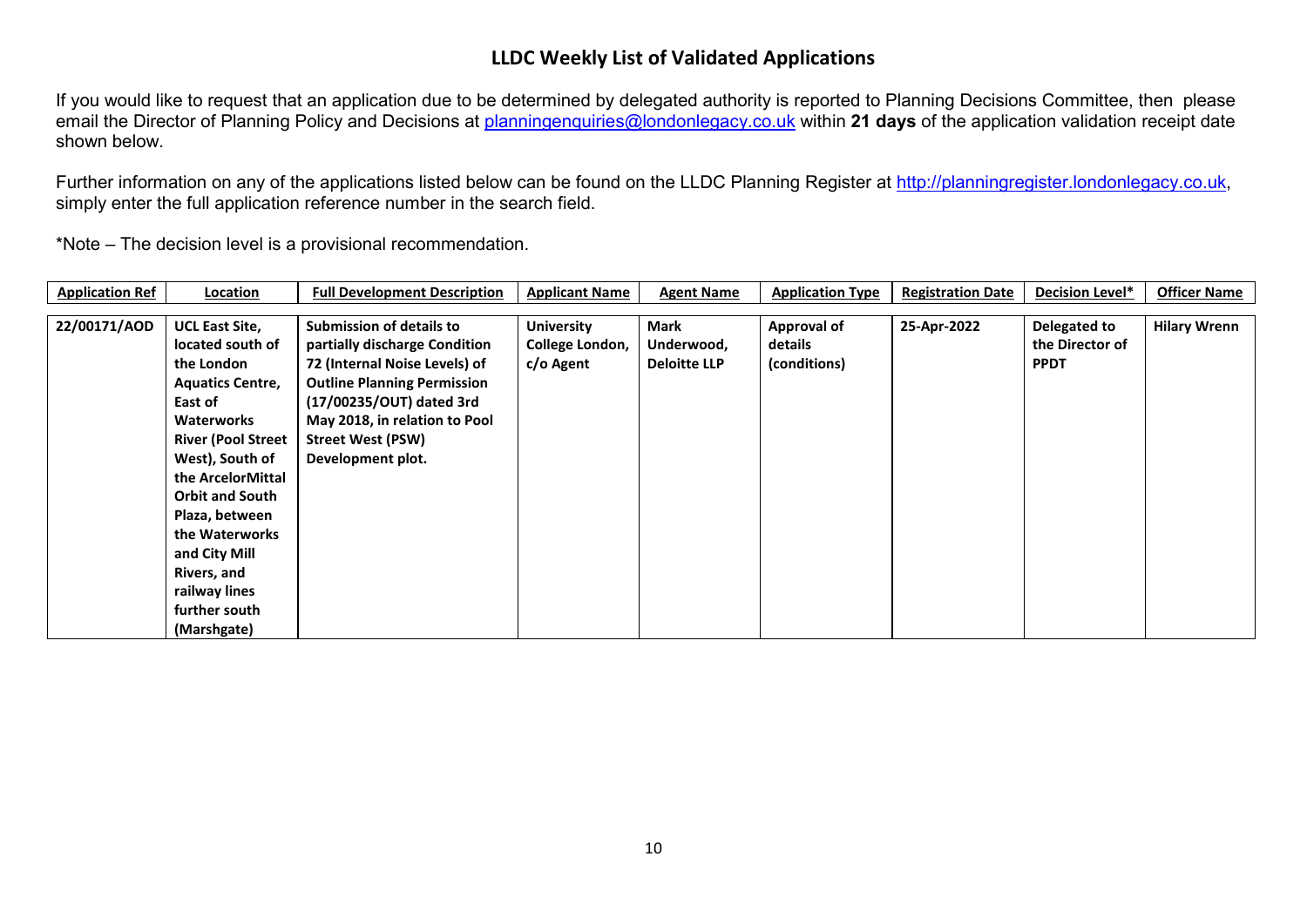# LLDC Weekly List of Validated Applications

If you would like to request that an application due to be determined by delegated authority is reported to Planning Decisions Committee, then please email the Director of Planning Policy and Decisions at planningenquiries@londonlegacy.co.uk within **21 days** of the application validation receipt date shown below.

Further information on any of the applications listed below can be found on the LLDC Planning Register at http://planningregister.londonlegacy.co.uk, simply enter the full application reference number in the search field.

*Note – The decision level is a provisional recommendation.

| Application Ref | Location | Full Development Description | Applicant Name | Agent Name | Application Type | Registration Date | Decision Level* | Officer Name |
|---|---|---|---|---|---|---|---|---|
| **22/00171/AOD** | **UCL East Site, located south of the London Aquatics Centre, East of Waterworks River (Pool Street West), South of the ArcelorMittal Orbit and South Plaza, between the Waterworks and City Mill Rivers, and railway lines further south (Marshgate)** | **Submission of details to partially discharge Condition 72 (Internal Noise Levels) of Outline Planning Permission (17/00235/OUT) dated 3rd May 2018, in relation to Pool Street West (PSW) Development plot.** | **University College London, c/o Agent** | **Mark Underwood, Deloitte LLP** | **Approval of details (conditions)** | **25-Apr-2022** | **Delegated to the Director of PPDT** | **Hilary Wrenn** |